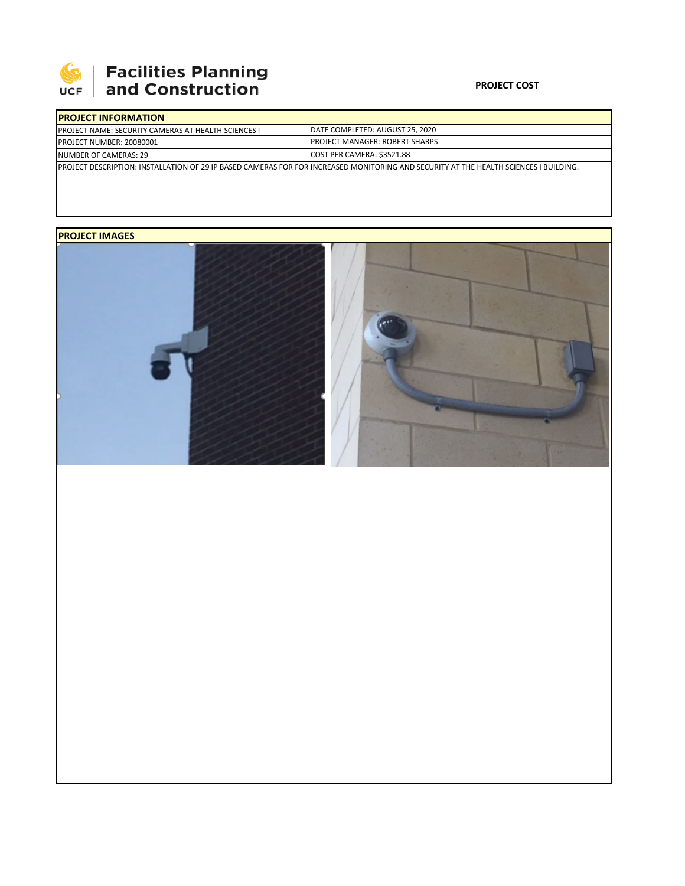# Facilities Planning and Construction

**PROJECT COST**

## PROJECT INFORMATION

| | |
|---|---|
| PROJECT NAME: SECURITY CAMERAS AT HEALTH SCIENCES I | DATE COMPLETED: AUGUST 25, 2020 |
| PROJECT NUMBER: 20080001 | PROJECT MANAGER: ROBERT SHARPS |
| NUMBER OF CAMERAS: 29 | COST PER CAMERA: $3521.88 |

PROJECT DESCRIPTION: INSTALLATION OF 29 IP BASED CAMERAS FOR FOR INCREASED MONITORING AND SECURITY AT THE HEALTH SCIENCES I BUILDING.

## PROJECT IMAGES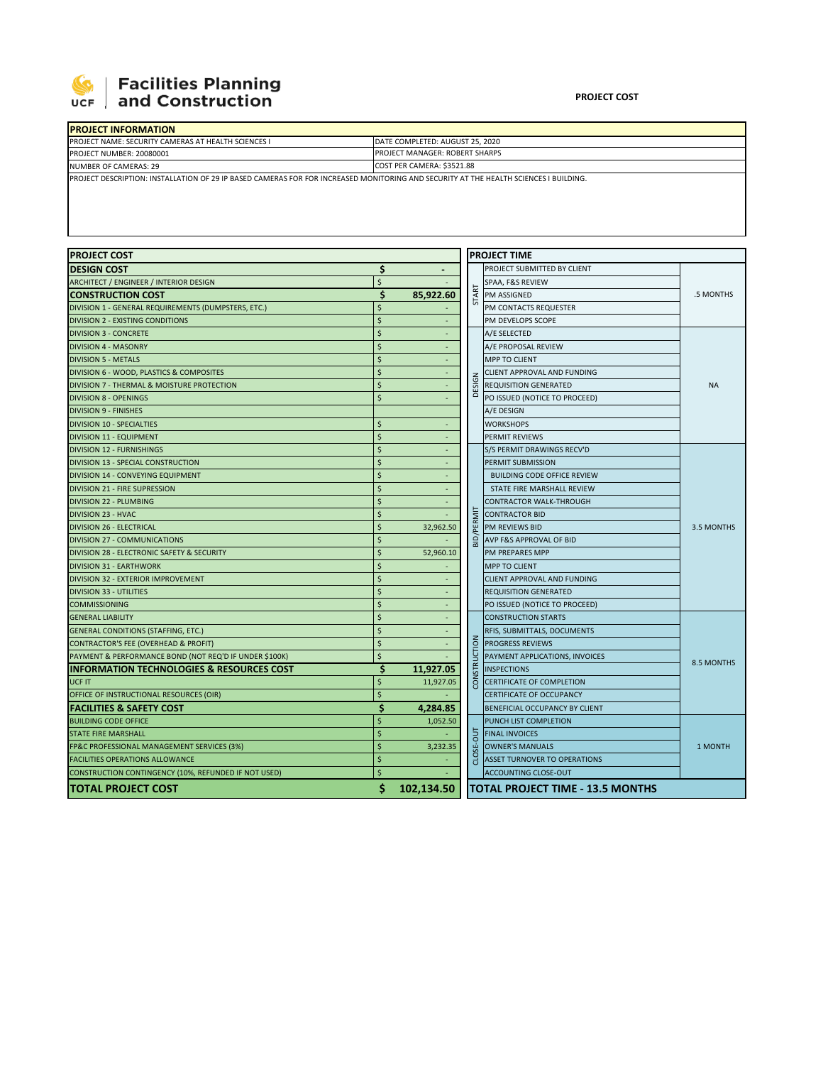Facilities Planning and Construction

**PROJECT COST**

| PROJECT INFORMATION | |
|---|---|
| PROJECT NAME: SECURITY CAMERAS AT HEALTH SCIENCES I | DATE COMPLETED: AUGUST 25, 2020 |
| PROJECT NUMBER: 20080001 | PROJECT MANAGER: ROBERT SHARPS |
| NUMBER OF CAMERAS: 29 | COST PER CAMERA: $3521.88 |
| PROJECT DESCRIPTION: INSTALLATION OF 29 IP BASED CAMERAS FOR FOR INCREASED MONITORING AND SECURITY AT THE HEALTH SCIENCES I BUILDING. | |

| PROJECT COST | |
|---|---|
| **DESIGN COST** | **$ -** |
| ARCHITECT / ENGINEER / INTERIOR DESIGN | $ - |
| **CONSTRUCTION COST** | **$ 85,922.60** |
| DIVISION 1 - GENERAL REQUIREMENTS (DUMPSTERS, ETC.) | $ - |
| DIVISION 2 - EXISTING CONDITIONS | $ - |
| DIVISION 3 - CONCRETE | $ - |
| DIVISION 4 - MASONRY | $ - |
| DIVISION 5 - METALS | $ - |
| DIVISION 6 - WOOD, PLASTICS & COMPOSITES | $ - |
| DIVISION 7 - THERMAL & MOISTURE PROTECTION | $ - |
| DIVISION 8 - OPENINGS | $ - |
| DIVISION 9 - FINISHES | |
| DIVISION 10 - SPECIALTIES | $ - |
| DIVISION 11 - EQUIPMENT | $ - |
| DIVISION 12 - FURNISHINGS | $ - |
| DIVISION 13 - SPECIAL CONSTRUCTION | $ - |
| DIVISION 14 - CONVEYING EQUIPMENT | $ - |
| DIVISION 21 - FIRE SUPRESSION | $ - |
| DIVISION 22 - PLUMBING | $ - |
| DIVISION 23 - HVAC | $ - |
| DIVISION 26 - ELECTRICAL | $ 32,962.50 |
| DIVISION 27 - COMMUNICATIONS | $ - |
| DIVISION 28 - ELECTRONIC SAFETY & SECURITY | $ 52,960.10 |
| DIVISION 31 - EARTHWORK | $ - |
| DIVISION 32 - EXTERIOR IMPROVEMENT | $ - |
| DIVISION 33 - UTILITIES | $ - |
| COMMISSIONING | $ - |
| GENERAL LIABILITY | $ - |
| GENERAL CONDITIONS (STAFFING, ETC.) | $ - |
| CONTRACTOR'S FEE (OVERHEAD & PROFIT) | $ - |
| PAYMENT & PERFORMANCE BOND (NOT REQ'D IF UNDER $100K) | $ - |
| **INFORMATION TECHNOLOGIES & RESOURCES COST** | **$ 11,927.05** |
| UCF IT | $ 11,927.05 |
| OFFICE OF INSTRUCTIONAL RESOURCES (OIR) | $ - |
| **FACILITIES & SAFETY COST** | **$ 4,284.85** |
| BUILDING CODE OFFICE | $ 1,052.50 |
| STATE FIRE MARSHALL | $ - |
| FP&C PROFESSIONAL MANAGEMENT SERVICES (3%) | $ 3,232.35 |
| FACILITIES OPERATIONS ALLOWANCE | $ - |
| CONSTRUCTION CONTINGENCY (10%, REFUNDED IF NOT USED) | $ - |
| **TOTAL PROJECT COST** | **$ 102,134.50** |

| PROJECT TIME | | |
|---|---|---|
| START | PROJECT SUBMITTED BY CLIENT | .5 MONTHS |
| | SPAA, F&S REVIEW | |
| | PM ASSIGNED | |
| | PM CONTACTS REQUESTER | |
| | PM DEVELOPS SCOPE | |
| DESIGN | A/E SELECTED | NA |
| | A/E PROPOSAL REVIEW | |
| | MPP TO CLIENT | |
| | CLIENT APPROVAL AND FUNDING | |
| | REQUISITION GENERATED | |
| | PO ISSUED (NOTICE TO PROCEED) | |
| | A/E DESIGN | |
| | WORKSHOPS | |
| | PERMIT REVIEWS | |
| BID/PERMIT | S/S PERMIT DRAWINGS RECV'D | 3.5 MONTHS |
| | PERMIT SUBMISSION | |
| | BUILDING CODE OFFICE REVIEW | |
| | STATE FIRE MARSHALL REVIEW | |
| | CONTRACTOR WALK-THROUGH | |
| | CONTRACTOR BID | |
| | PM REVIEWS BID | |
| | AVP F&S APPROVAL OF BID | |
| | PM PREPARES MPP | |
| | MPP TO CLIENT | |
| | CLIENT APPROVAL AND FUNDING | |
| | REQUISITION GENERATED | |
| | PO ISSUED (NOTICE TO PROCEED) | |
| CONSTRUCTION | CONSTRUCTION STARTS | 8.5 MONTHS |
| | RFIS, SUBMITTALS, DOCUMENTS | |
| | PROGRESS REVIEWS | |
| | PAYMENT APPLICATIONS, INVOICES | |
| | INSPECTIONS | |
| | CERTIFICATE OF COMPLETION | |
| | CERTIFICATE OF OCCUPANCY | |
| | BENEFICIAL OCCUPANCY BY CLIENT | |
| CLOSE-OUT | PUNCH LIST COMPLETION | 1 MONTH |
| | FINAL INVOICES | |
| | OWNER'S MANUALS | |
| | ASSET TURNOVER TO OPERATIONS | |
| | ACCOUNTING CLOSE-OUT | |
| **TOTAL PROJECT TIME - 13.5 MONTHS** | | |